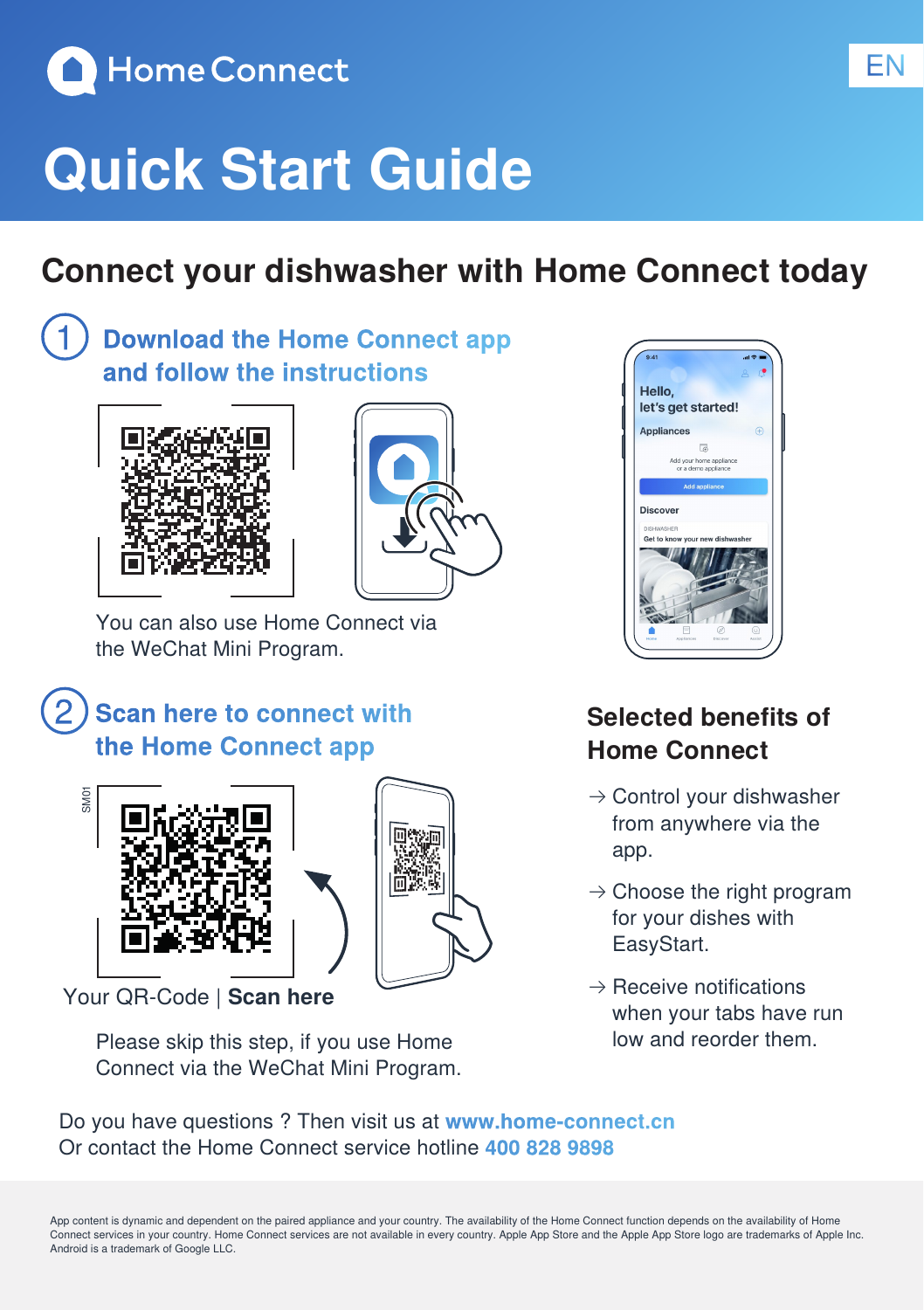Home Connect

EN

# Quick Start Guide

## Connect your dishwasher with Home Connect today

### 1 Download the Home Connect app and follow the instructions

You can also use Home Connect via the WeChat Mini Program.

### 2 Scan here to connect with the Home Connect app

SM01

Your QR-Code | **Scan here**

Please skip this step, if you use Home Connect via the WeChat Mini Program.

### Selected benefits of Home Connect

→ Control your dishwasher from anywhere via the app.

→ Choose the right program for your dishes with EasyStart.

→ Receive notifications when your tabs have run low and reorder them.

Do you have questions ? Then visit us at **www.home-connect.cn**
Or contact the Home Connect service hotline **400 828 9898**

App content is dynamic and dependent on the paired appliance and your country. The availability of the Home Connect function depends on the availability of Home Connect services in your country. Home Connect services are not available in every country. Apple App Store and the Apple App Store logo are trademarks of Apple Inc. Android is a trademark of Google LLC.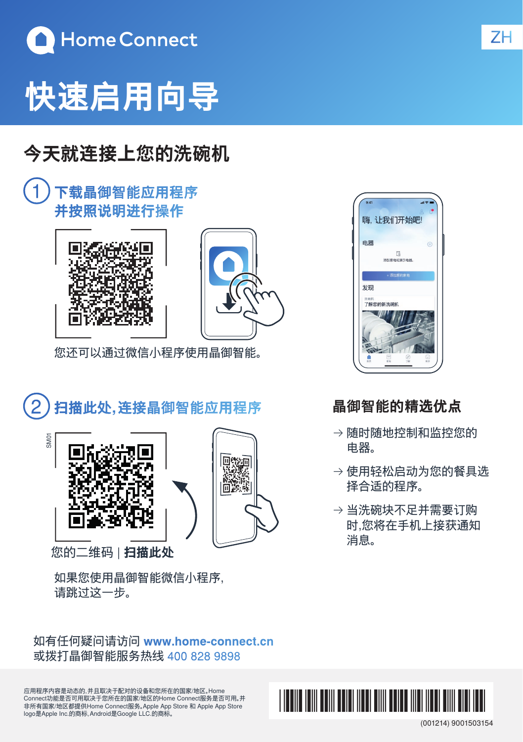Home Connect

ZH

# 快速启用向导

## 今天就连接上您的洗碗机

### 1 下载晶御智能应用程序并按照说明进行操作

您还可以通过微信小程序使用晶御智能。

### 2 扫描此处,连接晶御智能应用程序

SM01

您的二维码 | **扫描此处**

如果您使用晶御智能微信小程序,
请跳过这一步。

## 晶御智能的精选优点

→ 随时随地控制和监控您的电器。

→ 使用轻松启动为您的餐具选择合适的程序。

→ 当洗碗块不足并需要订购时,您将在手机上接获通知消息。

如有任何疑问请访问 **www.home-connect.cn**
或拨打晶御智能服务热线 400 828 9898

应用程序内容是动态的,并且取决于配对的设备和您所在的国家/地区。Home Connect功能是否可用取决于您所在的国家/地区的Home Connect服务是否可用。并非所有国家/地区都提供Home Connect服务。Apple App Store 和 Apple App Store logo是Apple Inc.的商标,Android是Google LLC.的商标。

(001214) 9001503154